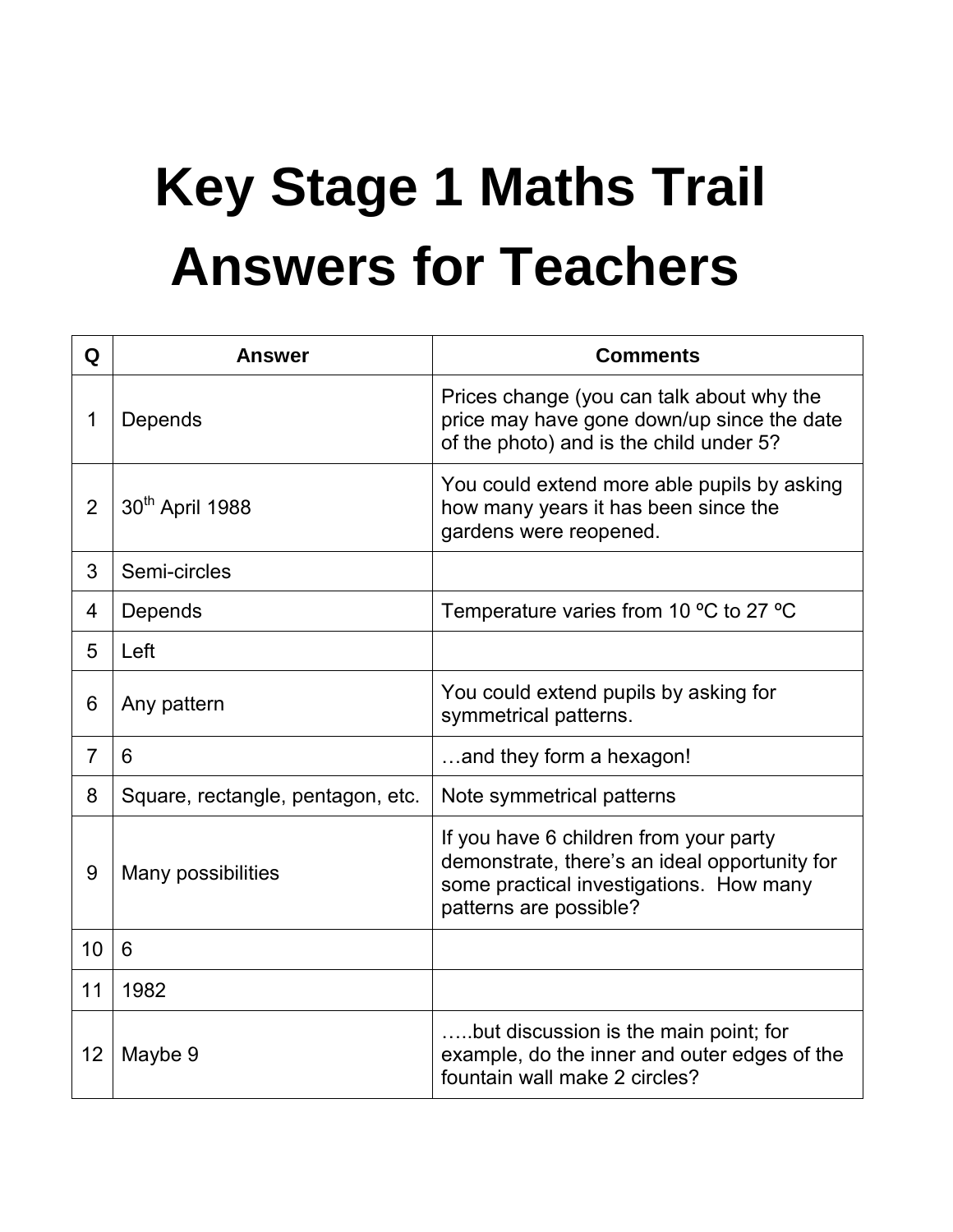# Key Stage 1 Maths Trail Answers for Teachers

| Q | Answer | Comments |
|---|---|---|
| 1 | Depends | Prices change (you can talk about why the price may have gone down/up since the date of the photo) and is the child under 5? |
| 2 | 30th April 1988 | You could extend more able pupils by asking how many years it has been since the gardens were reopened. |
| 3 | Semi-circles | |
| 4 | Depends | Temperature varies from 10 ºC to 27 ºC |
| 5 | Left | |
| 6 | Any pattern | You could extend pupils by asking for symmetrical patterns. |
| 7 | 6 | …and they form a hexagon! |
| 8 | Square, rectangle, pentagon, etc. | Note symmetrical patterns |
| 9 | Many possibilities | If you have 6 children from your party demonstrate, there's an ideal opportunity for some practical investigations. How many patterns are possible? |
| 10 | 6 | |
| 11 | 1982 | |
| 12 | Maybe 9 | …..but discussion is the main point; for example, do the inner and outer edges of the fountain wall make 2 circles? |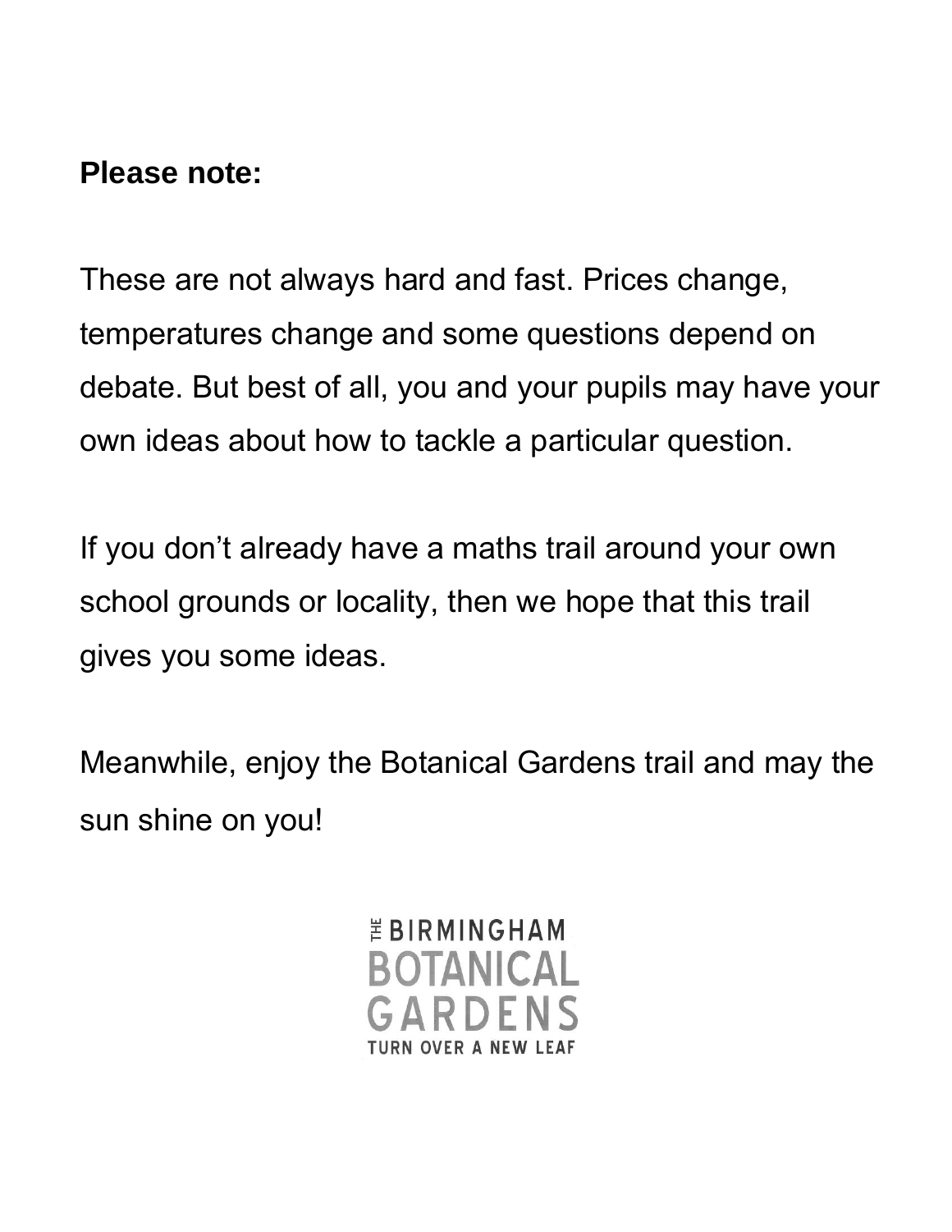**Please note:**

These are not always hard and fast. Prices change, temperatures change and some questions depend on debate. But best of all, you and your pupils may have your own ideas about how to tackle a particular question.

If you don't already have a maths trail around your own school grounds or locality, then we hope that this trail gives you some ideas.

Meanwhile, enjoy the Botanical Gardens trail and may the sun shine on you!

THE BIRMINGHAM BOTANICAL GARDENS
TURN OVER A NEW LEAF